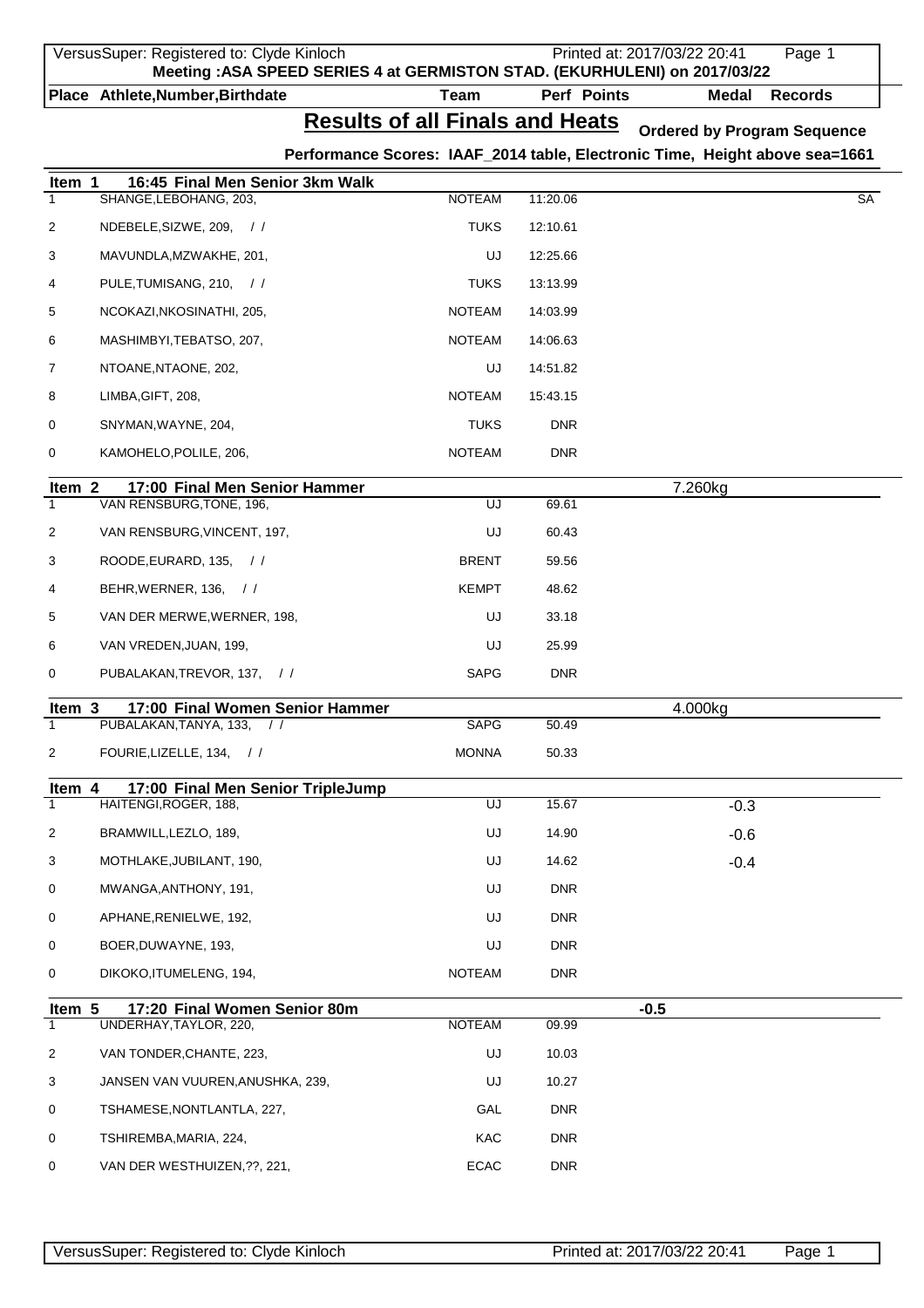**Meeting :ASA SPEED SERIES 4 at GERMISTON STAD. (EKURHULENI) on 2017/03/22**

## Results of all Finals and Heats

**Ordered by Program Sequence**

**Performance Scores: IAAF_2014 table, Electronic Time, Height above sea=1661**

### Item 1 16:45 Final Men Senior 3km Walk

| Place | Athlete,Number,Birthdate | Team | Perf | Points | Medal | Records |
|---|---|---|---|---|---|---|
| 1 | SHANGE,LEBOHANG, 203, | NOTEAM | 11:20.06 | | | SA |
| 2 | NDEBELE,SIZWE, 209, / / | TUKS | 12:10.61 | | | |
| 3 | MAVUNDLA,MZWAKHE, 201, | UJ | 12:25.66 | | | |
| 4 | PULE,TUMISANG, 210, / / | TUKS | 13:13.99 | | | |
| 5 | NCOKAZI,NKOSINATHI, 205, | NOTEAM | 14:03.99 | | | |
| 6 | MASHIMBYI,TEBATSO, 207, | NOTEAM | 14:06.63 | | | |
| 7 | NTOANE,NTAONE, 202, | UJ | 14:51.82 | | | |
| 8 | LIMBA,GIFT, 208, | NOTEAM | 15:43.15 | | | |
| 0 | SNYMAN,WAYNE, 204, | TUKS | DNR | | | |
| 0 | KAMOHELO,POLILE, 206, | NOTEAM | DNR | | | |

### Item 2 17:00 Final Men Senior Hammer — 7.260kg

| Place | Athlete,Number,Birthdate | Team | Perf | Points | Medal | Records |
|---|---|---|---|---|---|---|
| 1 | VAN RENSBURG,TONE, 196, | UJ | 69.61 | | | |
| 2 | VAN RENSBURG,VINCENT, 197, | UJ | 60.43 | | | |
| 3 | ROODE,EURARD, 135, / / | BRENT | 59.56 | | | |
| 4 | BEHR,WERNER, 136, / / | KEMPT | 48.62 | | | |
| 5 | VAN DER MERWE,WERNER, 198, | UJ | 33.18 | | | |
| 6 | VAN VREDEN,JUAN, 199, | UJ | 25.99 | | | |
| 0 | PUBALAKAN,TREVOR, 137, / / | SAPG | DNR | | | |

### Item 3 17:00 Final Women Senior Hammer — 4.000kg

| Place | Athlete,Number,Birthdate | Team | Perf | Points | Medal | Records |
|---|---|---|---|---|---|---|
| 1 | PUBALAKAN,TANYA, 133, / / | SAPG | 50.49 | | | |
| 2 | FOURIE,LIZELLE, 134, / / | MONNA | 50.33 | | | |

### Item 4 17:00 Final Men Senior TripleJump

| Place | Athlete,Number,Birthdate | Team | Perf | Wind | Medal | Records |
|---|---|---|---|---|---|---|
| 1 | HAITENGI,ROGER, 188, | UJ | 15.67 | -0.3 | | |
| 2 | BRAMWILL,LEZLO, 189, | UJ | 14.90 | -0.6 | | |
| 3 | MOTHLAKE,JUBILANT, 190, | UJ | 14.62 | -0.4 | | |
| 0 | MWANGA,ANTHONY, 191, | UJ | DNR | | | |
| 0 | APHANE,RENIELWE, 192, | UJ | DNR | | | |
| 0 | BOER,DUWAYNE, 193, | UJ | DNR | | | |
| 0 | DIKOKO,ITUMELENG, 194, | NOTEAM | DNR | | | |

### Item 5 17:20 Final Women Senior 80m — -0.5

| Place | Athlete,Number,Birthdate | Team | Perf | Points | Medal | Records |
|---|---|---|---|---|---|---|
| 1 | UNDERHAY,TAYLOR, 220, | NOTEAM | 09.99 | | | |
| 2 | VAN TONDER,CHANTE, 223, | UJ | 10.03 | | | |
| 3 | JANSEN VAN VUUREN,ANUSHKA, 239, | UJ | 10.27 | | | |
| 0 | TSHAMESE,NONTLANTLA, 227, | GAL | DNR | | | |
| 0 | TSHIREMBA,MARIA, 224, | KAC | DNR | | | |
| 0 | VAN DER WESTHUIZEN,??, 221, | ECAC | DNR | | | |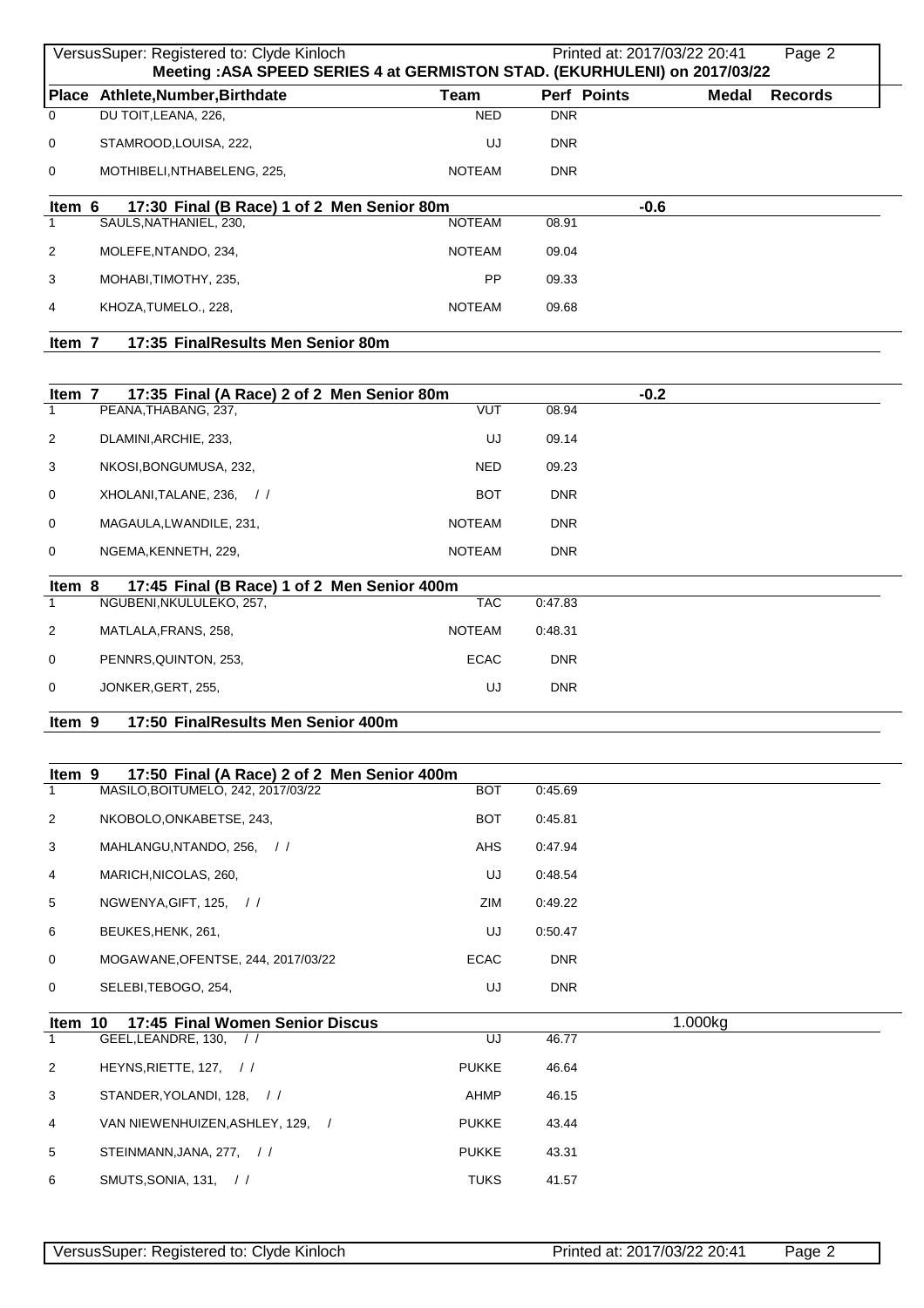**Meeting :ASA SPEED SERIES 4 at GERMISTON STAD. (EKURHULENI) on 2017/03/22**

| Place | Athlete,Number,Birthdate | Team | Perf | Points | Medal | Records |
|---|---|---|---|---|---|---|
| 0 | DU TOIT,LEANA, 226, | NED | DNR | | | |
| 0 | STAMROOD,LOUISA, 222, | UJ | DNR | | | |
| 0 | MOTHIBELI,NTHABELENG, 225, | NOTEAM | DNR | | | |

**Item 6 17:30 Final (B Race) 1 of 2 Men Senior 80m** -0.6

| Place | Athlete,Number,Birthdate | Team | Perf |
|---|---|---|---|
| 1 | SAULS,NATHANIEL, 230, | NOTEAM | 08.91 |
| 2 | MOLEFE,NTANDO, 234, | NOTEAM | 09.04 |
| 3 | MOHABI,TIMOTHY, 235, | PP | 09.33 |
| 4 | KHOZA,TUMELO., 228, | NOTEAM | 09.68 |

**Item 7 17:35 FinalResults Men Senior 80m**

**Item 7 17:35 Final (A Race) 2 of 2 Men Senior 80m** -0.2

| Place | Athlete,Number,Birthdate | Team | Perf |
|---|---|---|---|
| 1 | PEANA,THABANG, 237, | VUT | 08.94 |
| 2 | DLAMINI,ARCHIE, 233, | UJ | 09.14 |
| 3 | NKOSI,BONGUMUSA, 232, | NED | 09.23 |
| 0 | XHOLANI,TALANE, 236, / / | BOT | DNR |
| 0 | MAGAULA,LWANDILE, 231, | NOTEAM | DNR |
| 0 | NGEMA,KENNETH, 229, | NOTEAM | DNR |

**Item 8 17:45 Final (B Race) 1 of 2 Men Senior 400m**

| Place | Athlete,Number,Birthdate | Team | Perf |
|---|---|---|---|
| 1 | NGUBENI,NKULULEKO, 257, | TAC | 0:47.83 |
| 2 | MATLALA,FRANS, 258, | NOTEAM | 0:48.31 |
| 0 | PENNRS,QUINTON, 253, | ECAC | DNR |
| 0 | JONKER,GERT, 255, | UJ | DNR |

**Item 9 17:50 FinalResults Men Senior 400m**

**Item 9 17:50 Final (A Race) 2 of 2 Men Senior 400m**

| Place | Athlete,Number,Birthdate | Team | Perf |
|---|---|---|---|
| 1 | MASILO,BOITUMELO, 242, 2017/03/22 | BOT | 0:45.69 |
| 2 | NKOBOLO,ONKABETSE, 243, | BOT | 0:45.81 |
| 3 | MAHLANGU,NTANDO, 256, / / | AHS | 0:47.94 |
| 4 | MARICH,NICOLAS, 260, | UJ | 0:48.54 |
| 5 | NGWENYA,GIFT, 125, / / | ZIM | 0:49.22 |
| 6 | BEUKES,HENK, 261, | UJ | 0:50.47 |
| 0 | MOGAWANE,OFENTSE, 244, 2017/03/22 | ECAC | DNR |
| 0 | SELEBI,TEBOGO, 254, | UJ | DNR |

**Item 10 17:45 Final Women Senior Discus** 1.000kg

| Place | Athlete,Number,Birthdate | Team | Perf |
|---|---|---|---|
| 1 | GEEL,LEANDRE, 130, / / | UJ | 46.77 |
| 2 | HEYNS,RIETTE, 127, / / | PUKKE | 46.64 |
| 3 | STANDER,YOLANDI, 128, / / | AHMP | 46.15 |
| 4 | VAN NIEWENHUIZEN,ASHLEY, 129, / | PUKKE | 43.44 |
| 5 | STEINMANN,JANA, 277, / / | PUKKE | 43.31 |
| 6 | SMUTS,SONIA, 131, / / | TUKS | 41.57 |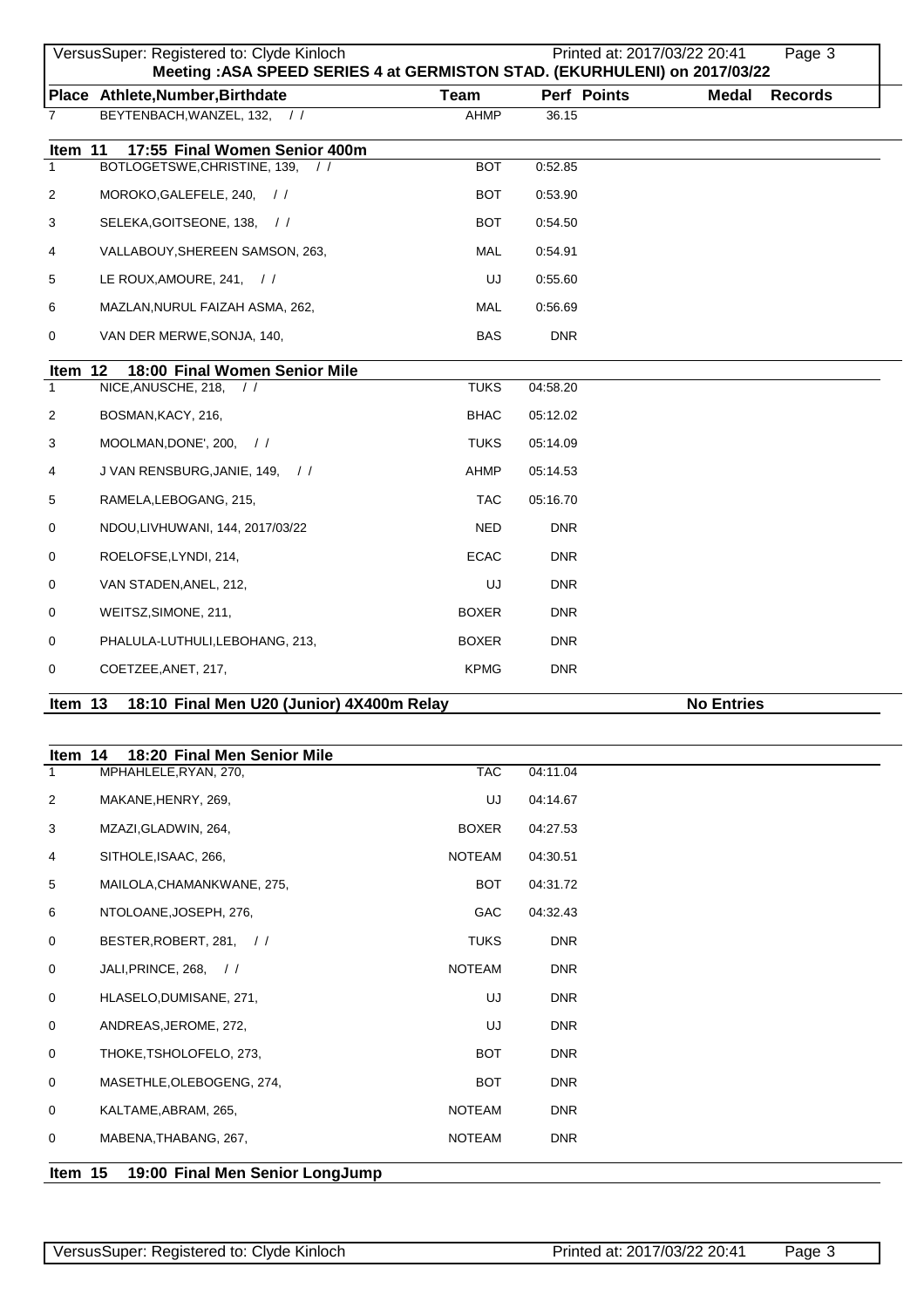**Meeting :ASA SPEED SERIES 4 at GERMISTON STAD. (EKURHULENI) on 2017/03/22**

| Place | Athlete,Number,Birthdate | Team | Perf | Points | Medal | Records |
|---|---|---|---|---|---|---|
| 7 | BEYTENBACH,WANZEL, 132, / / | AHMP | 36.15 | | | |

## Item 11 17:55 Final Women Senior 400m

| Place | Athlete,Number,Birthdate | Team | Perf | Points | Medal | Records |
|---|---|---|---|---|---|---|
| 1 | BOTLOGETSWE,CHRISTINE, 139, / / | BOT | 0:52.85 | | | |
| 2 | MOROKO,GALEFELE, 240, / / | BOT | 0:53.90 | | | |
| 3 | SELEKA,GOITSEONE, 138, / / | BOT | 0:54.50 | | | |
| 4 | VALLABOUY,SHEREEN SAMSON, 263, | MAL | 0:54.91 | | | |
| 5 | LE ROUX,AMOURE, 241, / / | UJ | 0:55.60 | | | |
| 6 | MAZLAN,NURUL FAIZAH ASMA, 262, | MAL | 0:56.69 | | | |
| 0 | VAN DER MERWE,SONJA, 140, | BAS | DNR | | | |

## Item 12 18:00 Final Women Senior Mile

| Place | Athlete,Number,Birthdate | Team | Perf | Points | Medal | Records |
|---|---|---|---|---|---|---|
| 1 | NICE,ANUSCHE, 218, / / | TUKS | 04:58.20 | | | |
| 2 | BOSMAN,KACY, 216, | BHAC | 05:12.02 | | | |
| 3 | MOOLMAN,DONE', 200, / / | TUKS | 05:14.09 | | | |
| 4 | J VAN RENSBURG,JANIE, 149, / / | AHMP | 05:14.53 | | | |
| 5 | RAMELA,LEBOGANG, 215, | TAC | 05:16.70 | | | |
| 0 | NDOU,LIVHUWANI, 144, 2017/03/22 | NED | DNR | | | |
| 0 | ROELOFSE,LYNDI, 214, | ECAC | DNR | | | |
| 0 | VAN STADEN,ANEL, 212, | UJ | DNR | | | |
| 0 | WEITSZ,SIMONE, 211, | BOXER | DNR | | | |
| 0 | PHALULA-LUTHULI,LEBOHANG, 213, | BOXER | DNR | | | |
| 0 | COETZEE,ANET, 217, | KPMG | DNR | | | |

## Item 13 18:10 Final Men U20 (Junior) 4X400m Relay

**No Entries**

## Item 14 18:20 Final Men Senior Mile

| Place | Athlete,Number,Birthdate | Team | Perf | Points | Medal | Records |
|---|---|---|---|---|---|---|
| 1 | MPHAHLELE,RYAN, 270, | TAC | 04:11.04 | | | |
| 2 | MAKANE,HENRY, 269, | UJ | 04:14.67 | | | |
| 3 | MZAZI,GLADWIN, 264, | BOXER | 04:27.53 | | | |
| 4 | SITHOLE,ISAAC, 266, | NOTEAM | 04:30.51 | | | |
| 5 | MAILOLA,CHAMANKWANE, 275, | BOT | 04:31.72 | | | |
| 6 | NTOLOANE,JOSEPH, 276, | GAC | 04:32.43 | | | |
| 0 | BESTER,ROBERT, 281, / / | TUKS | DNR | | | |
| 0 | JALI,PRINCE, 268, / / | NOTEAM | DNR | | | |
| 0 | HLASELO,DUMISANE, 271, | UJ | DNR | | | |
| 0 | ANDREAS,JEROME, 272, | UJ | DNR | | | |
| 0 | THOKE,TSHOLOFELO, 273, | BOT | DNR | | | |
| 0 | MASETHLE,OLEBOGENG, 274, | BOT | DNR | | | |
| 0 | KALTAME,ABRAM, 265, | NOTEAM | DNR | | | |
| 0 | MABENA,THABANG, 267, | NOTEAM | DNR | | | |

## Item 15 19:00 Final Men Senior LongJump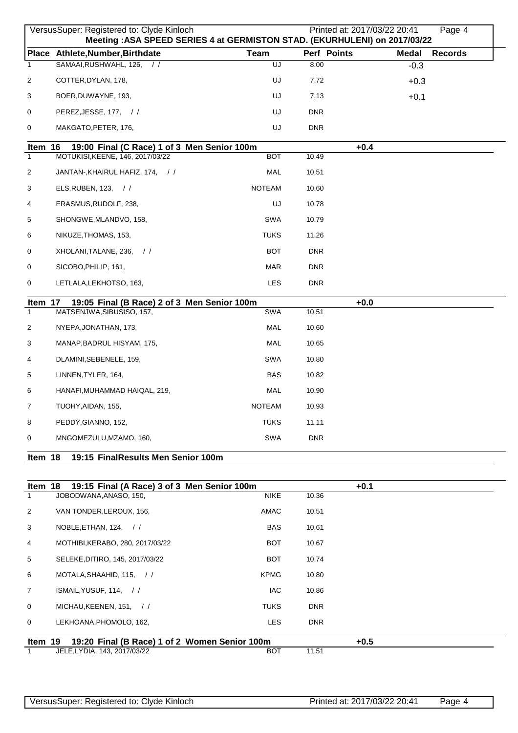| Place | Athlete,Number,Birthdate | Team | Perf | Points | Medal | Records |
|---|---|---|---|---|---|---|
| 1 | SAMAAI,RUSHWAHL, 126, / / | UJ | 8.00 | | -0.3 | |
| 2 | COTTER,DYLAN, 178, | UJ | 7.72 | | +0.3 | |
| 3 | BOER,DUWAYNE, 193, | UJ | 7.13 | | +0.1 | |
| 0 | PEREZ,JESSE, 177, / / | UJ | DNR | | | |
| 0 | MAKGATO,PETER, 176, | UJ | DNR | | | |

**Item 16 19:00 Final (C Race) 1 of 3 Men Senior 100m** +0.4

| Place | Athlete,Number,Birthdate | Team | Perf |
|---|---|---|---|
| 1 | MOTUKISI,KEENE, 146, 2017/03/22 | BOT | 10.49 |
| 2 | JANTAN-,KHAIRUL HAFIZ, 174, / / | MAL | 10.51 |
| 3 | ELS,RUBEN, 123, / / | NOTEAM | 10.60 |
| 4 | ERASMUS,RUDOLF, 238, | UJ | 10.78 |
| 5 | SHONGWE,MLANDVO, 158, | SWA | 10.79 |
| 6 | NIKUZE,THOMAS, 153, | TUKS | 11.26 |
| 0 | XHOLANI,TALANE, 236, / / | BOT | DNR |
| 0 | SICOBO,PHILIP, 161, | MAR | DNR |
| 0 | LETLALA,LEKHOTSO, 163, | LES | DNR |

**Item 17 19:05 Final (B Race) 2 of 3 Men Senior 100m** +0.0

| Place | Athlete,Number,Birthdate | Team | Perf |
|---|---|---|---|
| 1 | MATSENJWA,SIBUSISO, 157, | SWA | 10.51 |
| 2 | NYEPA,JONATHAN, 173, | MAL | 10.60 |
| 3 | MANAP,BADRUL HISYAM, 175, | MAL | 10.65 |
| 4 | DLAMINI,SEBENELE, 159, | SWA | 10.80 |
| 5 | LINNEN,TYLER, 164, | BAS | 10.82 |
| 6 | HANAFI,MUHAMMAD HAIQAL, 219, | MAL | 10.90 |
| 7 | TUOHY,AIDAN, 155, | NOTEAM | 10.93 |
| 8 | PEDDY,GIANNO, 152, | TUKS | 11.11 |
| 0 | MNGOMEZULU,MZAMO, 160, | SWA | DNR |

**Item 18 19:15 FinalResults Men Senior 100m**

**Item 18 19:15 Final (A Race) 3 of 3 Men Senior 100m** +0.1

| Place | Athlete,Number,Birthdate | Team | Perf |
|---|---|---|---|
| 1 | JOBODWANA,ANASO, 150, | NIKE | 10.36 |
| 2 | VAN TONDER,LEROUX, 156, | AMAC | 10.51 |
| 3 | NOBLE,ETHAN, 124, / / | BAS | 10.61 |
| 4 | MOTHIBI,KERABO, 280, 2017/03/22 | BOT | 10.67 |
| 5 | SELEKE,DITIRO, 145, 2017/03/22 | BOT | 10.74 |
| 6 | MOTALA,SHAAHID, 115, / / | KPMG | 10.80 |
| 7 | ISMAIL,YUSUF, 114, / / | IAC | 10.86 |
| 0 | MICHAU,KEENEN, 151, / / | TUKS | DNR |
| 0 | LEKHOANA,PHOMOLO, 162, | LES | DNR |

**Item 19 19:20 Final (B Race) 1 of 2 Women Senior 100m** +0.5

| Place | Athlete,Number,Birthdate | Team | Perf |
|---|---|---|---|
| 1 | JELE,LYDIA, 143, 2017/03/22 | BOT | 11.51 |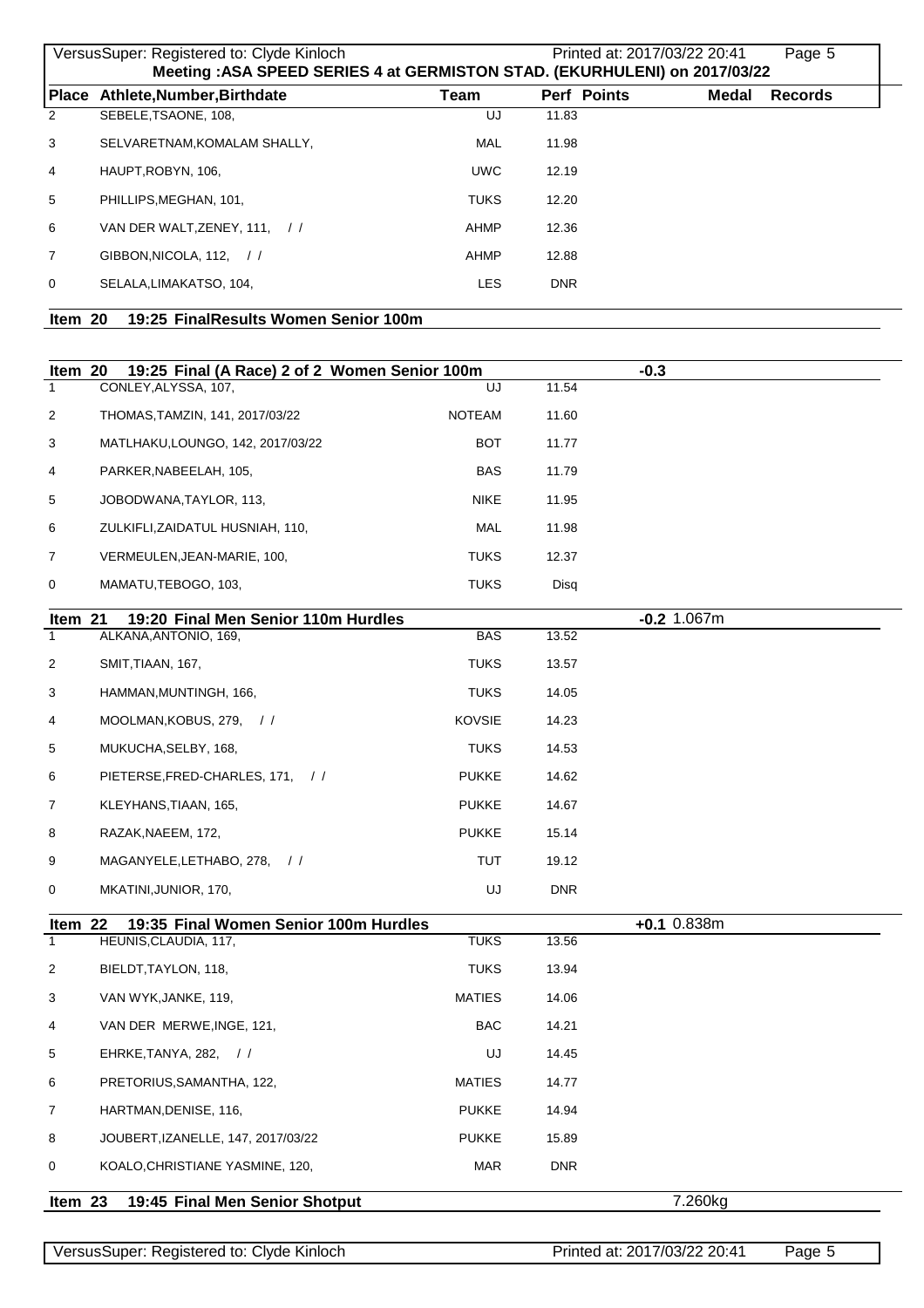| Place | Athlete,Number,Birthdate | Team | Perf | Points | Medal | Records |
|---|---|---|---|---|---|---|
| 2 | SEBELE,TSAONE, 108, | UJ | 11.83 | | | |
| 3 | SELVARETNAM,KOMALAM SHALLY, | MAL | 11.98 | | | |
| 4 | HAUPT,ROBYN, 106, | UWC | 12.19 | | | |
| 5 | PHILLIPS,MEGHAN, 101, | TUKS | 12.20 | | | |
| 6 | VAN DER WALT,ZENEY, 111, / / | AHMP | 12.36 | | | |
| 7 | GIBBON,NICOLA, 112, / / | AHMP | 12.88 | | | |
| 0 | SELALA,LIMAKATSO, 104, | LES | DNR | | | |

### Item 20 19:25 FinalResults Women Senior 100m

### Item 20 19:25 Final (A Race) 2 of 2 Women Senior 100m -0.3

| Place | Athlete,Number,Birthdate | Team | Perf |
|---|---|---|---|
| 1 | CONLEY,ALYSSA, 107, | UJ | 11.54 |
| 2 | THOMAS,TAMZIN, 141, 2017/03/22 | NOTEAM | 11.60 |
| 3 | MATLHAKU,LOUNGO, 142, 2017/03/22 | BOT | 11.77 |
| 4 | PARKER,NABEELAH, 105, | BAS | 11.79 |
| 5 | JOBODWANA,TAYLOR, 113, | NIKE | 11.95 |
| 6 | ZULKIFLI,ZAIDATUL HUSNIAH, 110, | MAL | 11.98 |
| 7 | VERMEULEN,JEAN-MARIE, 100, | TUKS | 12.37 |
| 0 | MAMATU,TEBOGO, 103, | TUKS | Disq |

### Item 21 19:20 Final Men Senior 110m Hurdles -0.2 1.067m

| Place | Athlete,Number,Birthdate | Team | Perf |
|---|---|---|---|
| 1 | ALKANA,ANTONIO, 169, | BAS | 13.52 |
| 2 | SMIT,TIAAN, 167, | TUKS | 13.57 |
| 3 | HAMMAN,MUNTINGH, 166, | TUKS | 14.05 |
| 4 | MOOLMAN,KOBUS, 279, / / | KOVSIE | 14.23 |
| 5 | MUKUCHA,SELBY, 168, | TUKS | 14.53 |
| 6 | PIETERSE,FRED-CHARLES, 171, / / | PUKKE | 14.62 |
| 7 | KLEYHANS,TIAAN, 165, | PUKKE | 14.67 |
| 8 | RAZAK,NAEEM, 172, | PUKKE | 15.14 |
| 9 | MAGANYELE,LETHABO, 278, / / | TUT | 19.12 |
| 0 | MKATINI,JUNIOR, 170, | UJ | DNR |

### Item 22 19:35 Final Women Senior 100m Hurdles +0.1 0.838m

| Place | Athlete,Number,Birthdate | Team | Perf |
|---|---|---|---|
| 1 | HEUNIS,CLAUDIA, 117, | TUKS | 13.56 |
| 2 | BIELDT,TAYLON, 118, | TUKS | 13.94 |
| 3 | VAN WYK,JANKE, 119, | MATIES | 14.06 |
| 4 | VAN DER MERWE,INGE, 121, | BAC | 14.21 |
| 5 | EHRKE,TANYA, 282, / / | UJ | 14.45 |
| 6 | PRETORIUS,SAMANTHA, 122, | MATIES | 14.77 |
| 7 | HARTMAN,DENISE, 116, | PUKKE | 14.94 |
| 8 | JOUBERT,IZANELLE, 147, 2017/03/22 | PUKKE | 15.89 |
| 0 | KOALO,CHRISTIANE YASMINE, 120, | MAR | DNR |

### Item 23 19:45 Final Men Senior Shotput 7.260kg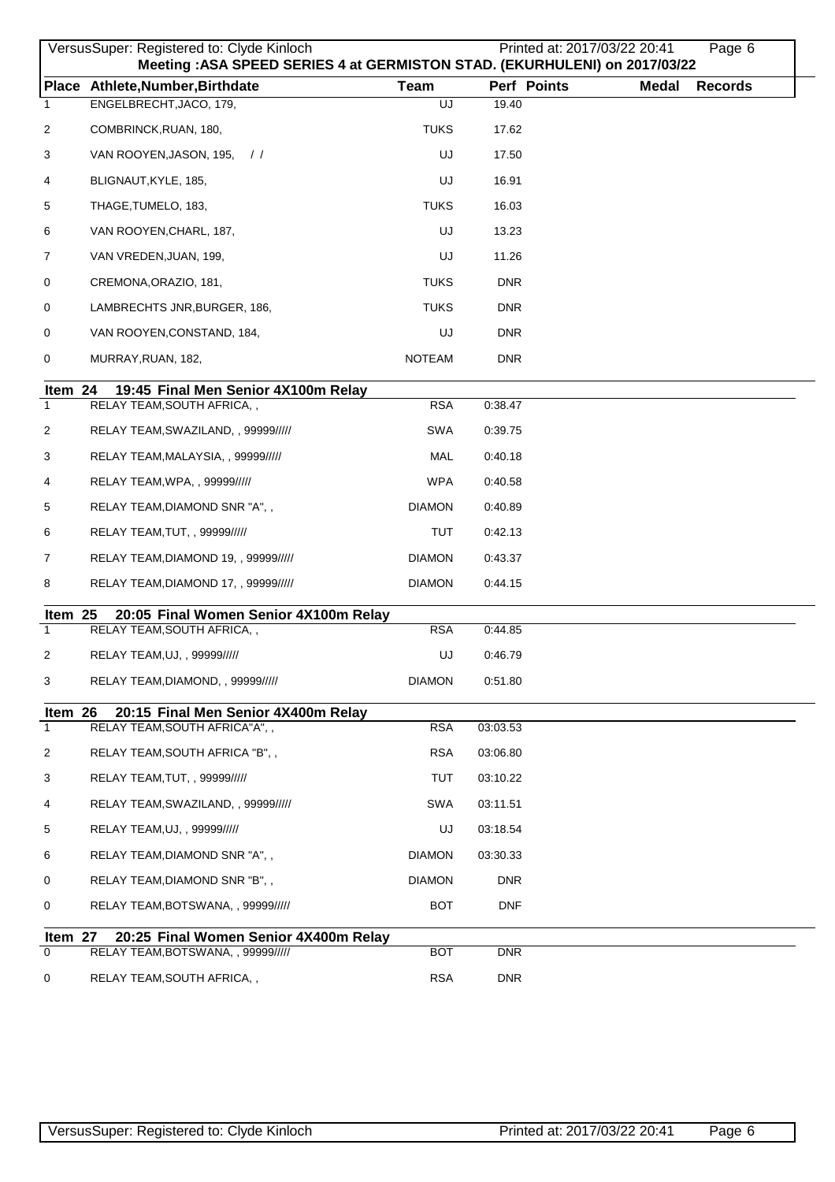Meeting :ASA SPEED SERIES 4 at GERMISTON STAD. (EKURHULENI) on 2017/03/22

| Place | Athlete,Number,Birthdate | Team | Perf | Points | Medal | Records |
|---|---|---|---|---|---|---|
| 1 | ENGELBRECHT,JACO, 179, | UJ | 19.40 | | | |
| 2 | COMBRINCK,RUAN, 180, | TUKS | 17.62 | | | |
| 3 | VAN ROOYEN,JASON, 195, / / | UJ | 17.50 | | | |
| 4 | BLIGNAUT,KYLE, 185, | UJ | 16.91 | | | |
| 5 | THAGE,TUMELO, 183, | TUKS | 16.03 | | | |
| 6 | VAN ROOYEN,CHARL, 187, | UJ | 13.23 | | | |
| 7 | VAN VREDEN,JUAN, 199, | UJ | 11.26 | | | |
| 0 | CREMONA,ORAZIO, 181, | TUKS | DNR | | | |
| 0 | LAMBRECHTS JNR,BURGER, 186, | TUKS | DNR | | | |
| 0 | VAN ROOYEN,CONSTAND, 184, | UJ | DNR | | | |
| 0 | MURRAY,RUAN, 182, | NOTEAM | DNR | | | |

**Item 24 19:45 Final Men Senior 4X100m Relay**

| Place | Athlete,Number,Birthdate | Team | Perf |
|---|---|---|---|
| 1 | RELAY TEAM,SOUTH AFRICA, , | RSA | 0:38.47 |
| 2 | RELAY TEAM,SWAZILAND, , 99999///// | SWA | 0:39.75 |
| 3 | RELAY TEAM,MALAYSIA, , 99999///// | MAL | 0:40.18 |
| 4 | RELAY TEAM,WPA, , 99999///// | WPA | 0:40.58 |
| 5 | RELAY TEAM,DIAMOND SNR "A", , | DIAMON | 0:40.89 |
| 6 | RELAY TEAM,TUT, , 99999///// | TUT | 0:42.13 |
| 7 | RELAY TEAM,DIAMOND 19, , 99999///// | DIAMON | 0:43.37 |
| 8 | RELAY TEAM,DIAMOND 17, , 99999///// | DIAMON | 0:44.15 |

**Item 25 20:05 Final Women Senior 4X100m Relay**

| Place | Athlete,Number,Birthdate | Team | Perf |
|---|---|---|---|
| 1 | RELAY TEAM,SOUTH AFRICA, , | RSA | 0:44.85 |
| 2 | RELAY TEAM,UJ, , 99999///// | UJ | 0:46.79 |
| 3 | RELAY TEAM,DIAMOND, , 99999///// | DIAMON | 0:51.80 |

**Item 26 20:15 Final Men Senior 4X400m Relay**

| Place | Athlete,Number,Birthdate | Team | Perf |
|---|---|---|---|
| 1 | RELAY TEAM,SOUTH AFRICA"A", , | RSA | 03:03.53 |
| 2 | RELAY TEAM,SOUTH AFRICA "B", , | RSA | 03:06.80 |
| 3 | RELAY TEAM,TUT, , 99999///// | TUT | 03:10.22 |
| 4 | RELAY TEAM,SWAZILAND, , 99999///// | SWA | 03:11.51 |
| 5 | RELAY TEAM,UJ, , 99999///// | UJ | 03:18.54 |
| 6 | RELAY TEAM,DIAMOND SNR "A", , | DIAMON | 03:30.33 |
| 0 | RELAY TEAM,DIAMOND SNR "B", , | DIAMON | DNR |
| 0 | RELAY TEAM,BOTSWANA, , 99999///// | BOT | DNF |

**Item 27 20:25 Final Women Senior 4X400m Relay**

| Place | Athlete,Number,Birthdate | Team | Perf |
|---|---|---|---|
| 0 | RELAY TEAM,BOTSWANA, , 99999///// | BOT | DNR |
| 0 | RELAY TEAM,SOUTH AFRICA, , | RSA | DNR |